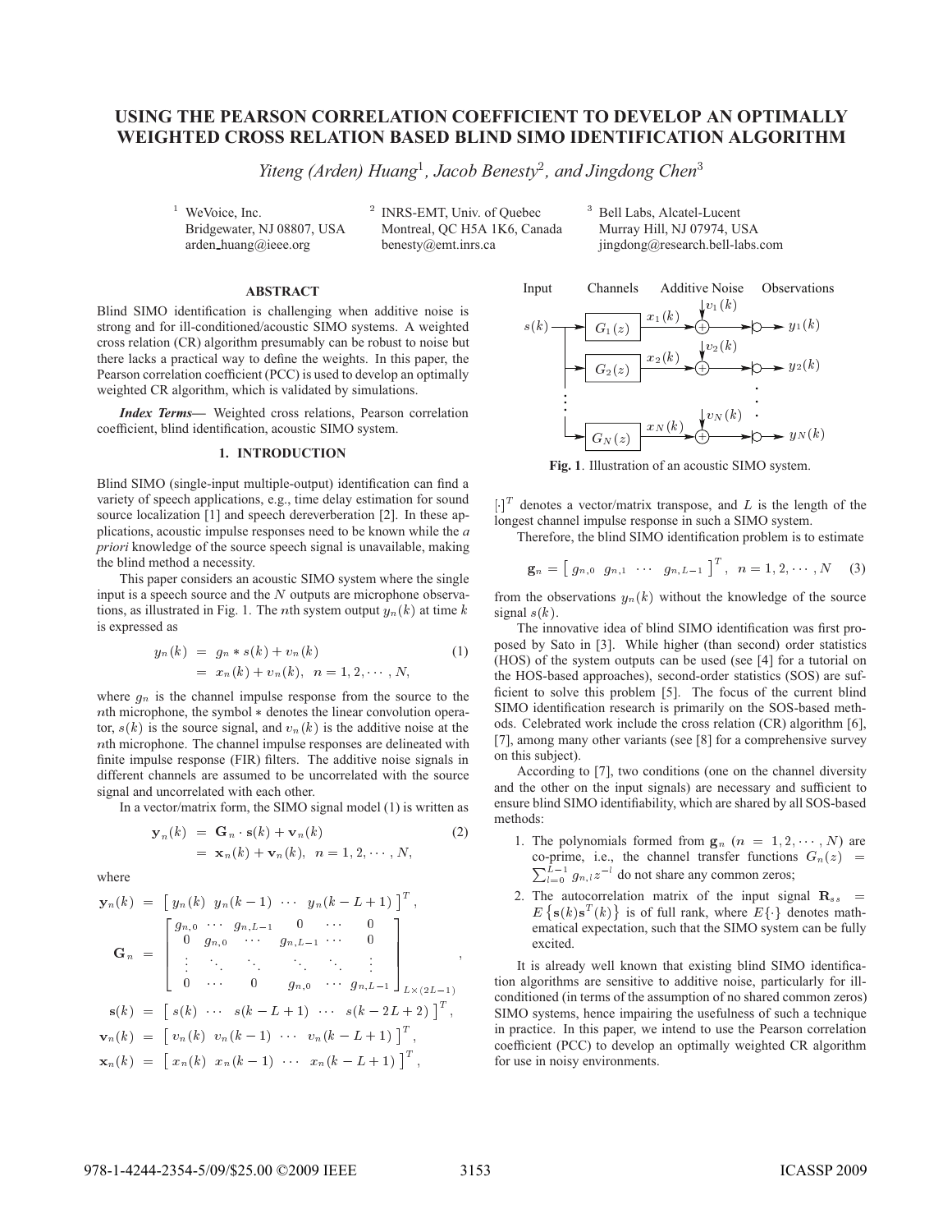# USING THE PEARSON CORRELATION COEFFICIENT TO DEVELOP AN OPTIMALLY WEIGHTED CROSS RELATION BASED BLIND SIMO IDENTIFICATION ALGORITHM

*Yiteng (Arden) Huang*[1], *Jacob Benesty*[2], *and Jingdong Chen*[3]

[1] WeVoice, Inc.
Bridgewater, NJ 08807, USA
arden_huang@ieee.org

[2] INRS-EMT, Univ. of Quebec
Montreal, QC H5A 1K6, Canada
benesty@emt.inrs.ca

[3] Bell Labs, Alcatel-Lucent
Murray Hill, NJ 07974, USA
jingdong@research.bell-labs.com

## ABSTRACT

Blind SIMO identification is challenging when additive noise is strong and for ill-conditioned/acoustic SIMO systems. A weighted cross relation (CR) algorithm presumably can be robust to noise but there lacks a practical way to define the weights. In this paper, the Pearson correlation coefficient (PCC) is used to develop an optimally weighted CR algorithm, which is validated by simulations.

***Index Terms*—** Weighted cross relations, Pearson correlation coefficient, blind identification, acoustic SIMO system.

## 1. INTRODUCTION

Blind SIMO (single-input multiple-output) identification can find a variety of speech applications, e.g., time delay estimation for sound source localization [1] and speech dereverberation [2]. In these applications, acoustic impulse responses need to be known while the *a priori* knowledge of the source speech signal is unavailable, making the blind method a necessity.

This paper considers an acoustic SIMO system where the single input is a speech source and the $N$ outputs are microphone observations, as illustrated in Fig. 1. The $n$th system output $y_n(k)$ at time $k$ is expressed as

$$
\begin{aligned}
y_n(k) &= g_n * s(k) + v_n(k) \\
&= x_n(k) + v_n(k), \quad n = 1, 2, \cdots, N,
\end{aligned}
\tag{1}
$$

where $g_n$ is the channel impulse response from the source to the $n$th microphone, the symbol $*$ denotes the linear convolution operator, $s(k)$ is the source signal, and $v_n(k)$ is the additive noise at the $n$th microphone. The channel impulse responses are delineated with finite impulse response (FIR) filters. The additive noise signals in different channels are assumed to be uncorrelated with the source signal and uncorrelated with each other.

In a vector/matrix form, the SIMO signal model (1) is written as

$$
\begin{aligned}
\mathbf{y}_n(k) &= \mathbf{G}_n \cdot \mathbf{s}(k) + \mathbf{v}_n(k) \\
&= \mathbf{x}_n(k) + \mathbf{v}_n(k), \quad n = 1, 2, \cdots, N,
\end{aligned}
\tag{2}
$$

where

$$
\begin{aligned}
\mathbf{y}_n(k) &= \left[\, y_n(k) \;\; y_n(k-1) \;\; \cdots \;\; y_n(k-L+1) \,\right]^T, \\
\mathbf{G}_n &= \begin{bmatrix} g_{n,0} & \cdots & g_{n,L-1} & 0 & \cdots & 0 \\ 0 & g_{n,0} & \cdots & g_{n,L-1} & \cdots & 0 \\ \vdots & \ddots & \ddots & \ddots & \ddots & \vdots \\ 0 & \cdots & 0 & g_{n,0} & \cdots & g_{n,L-1} \end{bmatrix}_{L \times (2L-1)}, \\
\mathbf{s}(k) &= \left[\, s(k) \;\; \cdots \;\; s(k-L+1) \;\; \cdots \;\; s(k-2L+2) \,\right]^T, \\
\mathbf{v}_n(k) &= \left[\, v_n(k) \;\; v_n(k-1) \;\; \cdots \;\; v_n(k-L+1) \,\right]^T, \\
\mathbf{x}_n(k) &= \left[\, x_n(k) \;\; x_n(k-1) \;\; \cdots \;\; x_n(k-L+1) \,\right]^T,
\end{aligned}
$$

**Fig. 1**. Illustration of an acoustic SIMO system.

$[\cdot]^T$ denotes a vector/matrix transpose, and $L$ is the length of the longest channel impulse response in such a SIMO system.

Therefore, the blind SIMO identification problem is to estimate

$$
\mathbf{g}_n = \left[\, g_{n,0} \;\; g_{n,1} \;\; \cdots \;\; g_{n,L-1} \,\right]^T, \quad n = 1, 2, \cdots, N \tag{3}
$$

from the observations $y_n(k)$ without the knowledge of the source signal $s(k)$.

The innovative idea of blind SIMO identification was first proposed by Sato in [3]. While higher (than second) order statistics (HOS) of the system outputs can be used (see [4] for a tutorial on the HOS-based approaches), second-order statistics (SOS) are sufficient to solve this problem [5]. The focus of the current blind SIMO identification research is primarily on the SOS-based methods. Celebrated work include the cross relation (CR) algorithm [6], [7], among many other variants (see [8] for a comprehensive survey on this subject).

According to [7], two conditions (one on the channel diversity and the other on the input signals) are necessary and sufficient to ensure blind SIMO identifiability, which are shared by all SOS-based methods:

1. The polynomials formed from $\mathbf{g}_n$ ($n = 1, 2, \cdots, N$) are co-prime, i.e., the channel transfer functions $G_n(z) = \sum_{l=0}^{L-1} g_{n,l} z^{-l}$ do not share any common zeros;
2. The autocorrelation matrix of the input signal $\mathbf{R}_{ss} = E\left\{\mathbf{s}(k)\mathbf{s}^T(k)\right\}$ is of full rank, where $E\{\cdot\}$ denotes mathematical expectation, such that the SIMO system can be fully excited.

It is already well known that existing blind SIMO identification algorithms are sensitive to additive noise, particularly for ill-conditioned (in terms of the assumption of no shared common zeros) SIMO systems, hence impairing the usefulness of such a technique in practice. In this paper, we intend to use the Pearson correlation coefficient (PCC) to develop an optimally weighted CR algorithm for use in noisy environments.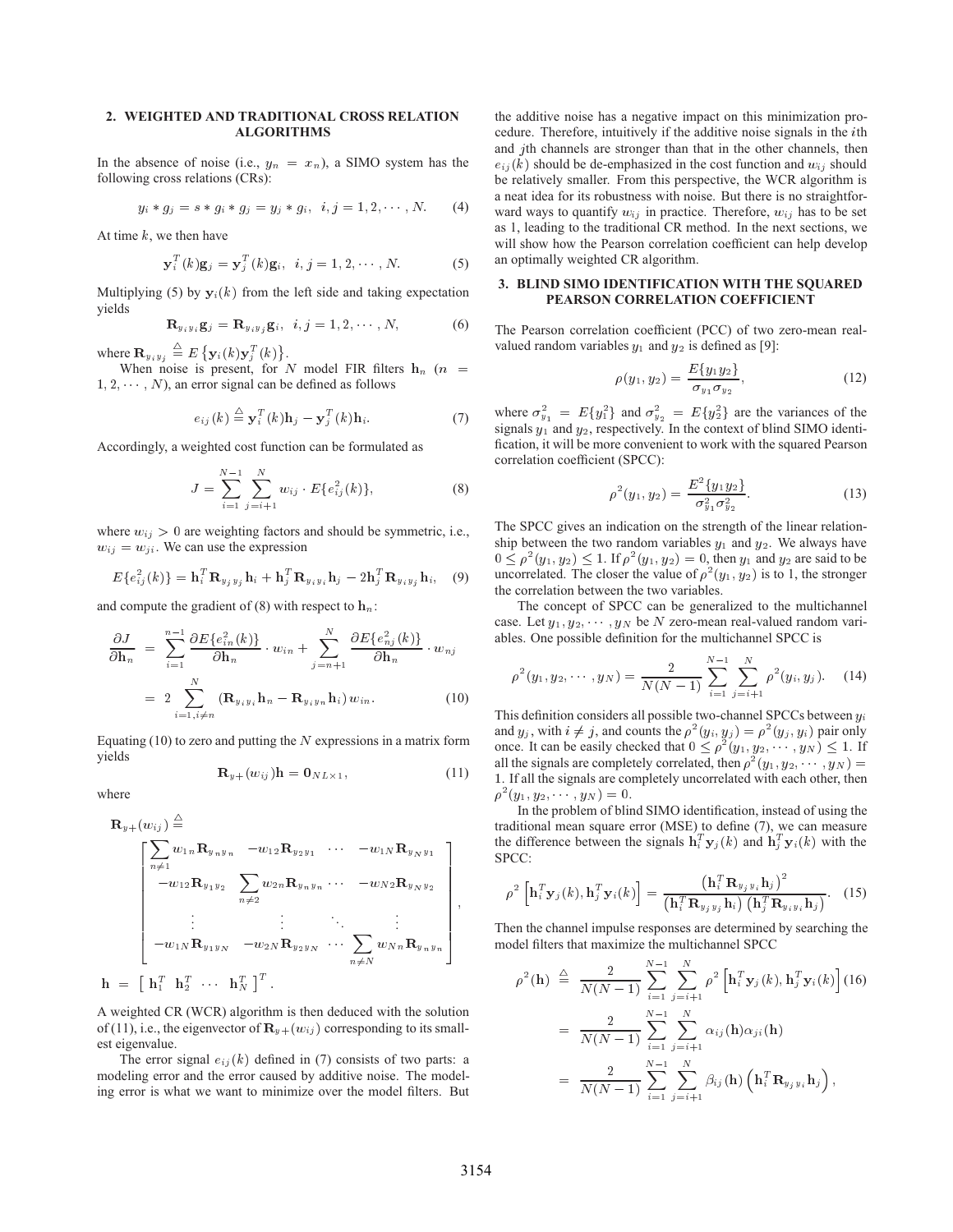## 2. WEIGHTED AND TRADITIONAL CROSS RELATION ALGORITHMS

In the absence of noise (i.e., $y_n = x_n$), a SIMO system has the following cross relations (CRs):

$$y_i * g_j = s * g_i * g_j = y_j * g_i, \;\; i, j = 1, 2, \cdots, N. \quad (4)$$

At time $k$, we then have

$$\mathbf{y}_i^T(k)\mathbf{g}_j = \mathbf{y}_j^T(k)\mathbf{g}_i, \;\; i, j = 1, 2, \cdots, N. \quad (5)$$

Multiplying (5) by $\mathbf{y}_i(k)$ from the left side and taking expectation yields

$$\mathbf{R}_{y_i y_i}\mathbf{g}_j = \mathbf{R}_{y_i y_j}\mathbf{g}_i, \;\; i, j = 1, 2, \cdots, N, \quad (6)$$

where $\mathbf{R}_{y_i y_j} \stackrel{\triangle}{=} E\left\{\mathbf{y}_i(k)\mathbf{y}_j^T(k)\right\}$.

When noise is present, for $N$ model FIR filters $\mathbf{h}_n$ ($n = 1, 2, \cdots, N$), an error signal can be defined as follows

$$e_{ij}(k) \stackrel{\triangle}{=} \mathbf{y}_i^T(k)\mathbf{h}_j - \mathbf{y}_j^T(k)\mathbf{h}_i. \quad (7)$$

Accordingly, a weighted cost function can be formulated as

$$J = \sum_{i=1}^{N-1}\sum_{j=i+1}^{N} w_{ij} \cdot E\{e_{ij}^2(k)\}, \quad (8)$$

where $w_{ij} > 0$ are weighting factors and should be symmetric, i.e., $w_{ij} = w_{ji}$. We can use the expression

$$E\{e_{ij}^2(k)\} = \mathbf{h}_i^T\mathbf{R}_{y_j y_j}\mathbf{h}_i + \mathbf{h}_j^T\mathbf{R}_{y_i y_i}\mathbf{h}_j - 2\mathbf{h}_j^T\mathbf{R}_{y_i y_j}\mathbf{h}_i, \quad (9)$$

and compute the gradient of (8) with respect to $\mathbf{h}_n$:

$$\begin{aligned} \frac{\partial J}{\partial \mathbf{h}_n} &= \sum_{i=1}^{n-1}\frac{\partial E\{e_{in}^2(k)\}}{\partial \mathbf{h}_n} \cdot w_{in} + \sum_{j=n+1}^{N}\frac{\partial E\{e_{nj}^2(k)\}}{\partial \mathbf{h}_n} \cdot w_{nj} \\ &= 2\sum_{i=1, i\neq n}^{N}\left(\mathbf{R}_{y_i y_i}\mathbf{h}_n - \mathbf{R}_{y_i y_n}\mathbf{h}_i\right) w_{in}. \quad (10) \end{aligned}$$

Equating (10) to zero and putting the $N$ expressions in a matrix form yields

$$\mathbf{R}_{y+}(w_{ij})\mathbf{h} = \mathbf{0}_{NL\times 1}, \quad (11)$$

where

$$\mathbf{R}_{y+}(w_{ij}) \stackrel{\triangle}{=} \begin{bmatrix} \sum_{n\neq 1} w_{1n}\mathbf{R}_{y_n y_n} & -w_{12}\mathbf{R}_{y_2 y_1} & \cdots & -w_{1N}\mathbf{R}_{y_N y_1} \\ -w_{12}\mathbf{R}_{y_1 y_2} & \sum_{n\neq 2} w_{2n}\mathbf{R}_{y_n y_n} & \cdots & -w_{N2}\mathbf{R}_{y_N y_2} \\ \vdots & \vdots & \ddots & \vdots \\ -w_{1N}\mathbf{R}_{y_1 y_N} & -w_{2N}\mathbf{R}_{y_2 y_N} & \cdots & \sum_{n\neq N} w_{Nn}\mathbf{R}_{y_n y_n} \end{bmatrix},$$

$$\mathbf{h} = \begin{bmatrix} \mathbf{h}_1^T & \mathbf{h}_2^T & \cdots & \mathbf{h}_N^T \end{bmatrix}^T.$$

A weighted CR (WCR) algorithm is then deduced with the solution of (11), i.e., the eigenvector of $\mathbf{R}_{y+}(w_{ij})$ corresponding to its smallest eigenvalue.

The error signal $e_{ij}(k)$ defined in (7) consists of two parts: a modeling error and the error caused by additive noise. The modeling error is what we want to minimize over the model filters. But the additive noise has a negative impact on this minimization procedure. Therefore, intuitively if the additive noise signals in the $i$th and $j$th channels are stronger than that in the other channels, then $e_{ij}(k)$ should be de-emphasized in the cost function and $w_{ij}$ should be relatively smaller. From this perspective, the WCR algorithm is a neat idea for its robustness with noise. But there is no straightforward ways to quantify $w_{ij}$ in practice. Therefore, $w_{ij}$ has to be set as 1, leading to the traditional CR method. In the next sections, we will show how the Pearson correlation coefficient can help develop an optimally weighted CR algorithm.

## 3. BLIND SIMO IDENTIFICATION WITH THE SQUARED PEARSON CORRELATION COEFFICIENT

The Pearson correlation coefficient (PCC) of two zero-mean real-valued random variables $y_1$ and $y_2$ is defined as [9]:

$$\rho(y_1, y_2) = \frac{E\{y_1 y_2\}}{\sigma_{y_1}\sigma_{y_2}}, \quad (12)$$

where $\sigma_{y_1}^2 = E\{y_1^2\}$ and $\sigma_{y_2}^2 = E\{y_2^2\}$ are the variances of the signals $y_1$ and $y_2$, respectively. In the context of blind SIMO identification, it will be more convenient to work with the squared Pearson correlation coefficient (SPCC):

$$\rho^2(y_1, y_2) = \frac{E^2\{y_1 y_2\}}{\sigma_{y_1}^2\sigma_{y_2}^2}. \quad (13)$$

The SPCC gives an indication on the strength of the linear relationship between the two random variables $y_1$ and $y_2$. We always have $0 \leq \rho^2(y_1, y_2) \leq 1$. If $\rho^2(y_1, y_2) = 0$, then $y_1$ and $y_2$ are said to be uncorrelated. The closer the value of $\rho^2(y_1, y_2)$ is to 1, the stronger the correlation between the two variables.

The concept of SPCC can be generalized to the multichannel case. Let $y_1, y_2, \cdots, y_N$ be $N$ zero-mean real-valued random variables. One possible definition for the multichannel SPCC is

$$\rho^2(y_1, y_2, \cdots, y_N) = \frac{2}{N(N-1)}\sum_{i=1}^{N-1}\sum_{j=i+1}^{N}\rho^2(y_i, y_j). \quad (14)$$

This definition considers all possible two-channel SPCCs between $y_i$ and $y_j$, with $i \neq j$, and counts the $\rho^2(y_i, y_j) = \rho^2(y_j, y_i)$ pair only once. It can be easily checked that $0 \leq \rho^2(y_1, y_2, \cdots, y_N) \leq 1$. If all the signals are completely correlated, then $\rho^2(y_1, y_2, \cdots, y_N) = 1$. If all the signals are completely uncorrelated with each other, then $\rho^2(y_1, y_2, \cdots, y_N) = 0$.

In the problem of blind SIMO identification, instead of using the traditional mean square error (MSE) to define (7), we can measure the difference between the signals $\mathbf{h}_i^T\mathbf{y}_j(k)$ and $\mathbf{h}_j^T\mathbf{y}_i(k)$ with the SPCC:

$$\rho^2\left[\mathbf{h}_i^T\mathbf{y}_j(k), \mathbf{h}_j^T\mathbf{y}_i(k)\right] = \frac{\left(\mathbf{h}_i^T\mathbf{R}_{y_j y_i}\mathbf{h}_j\right)^2}{\left(\mathbf{h}_i^T\mathbf{R}_{y_j y_j}\mathbf{h}_i\right)\left(\mathbf{h}_j^T\mathbf{R}_{y_i y_i}\mathbf{h}_j\right)}. \quad (15)$$

Then the channel impulse responses are determined by searching the model filters that maximize the multichannel SPCC

$$\begin{aligned} \rho^2(\mathbf{h}) &\stackrel{\triangle}{=} \frac{2}{N(N-1)}\sum_{i=1}^{N-1}\sum_{j=i+1}^{N}\rho^2\left[\mathbf{h}_i^T\mathbf{y}_j(k), \mathbf{h}_j^T\mathbf{y}_i(k)\right] \quad (16) \\ &= \frac{2}{N(N-1)}\sum_{i=1}^{N-1}\sum_{j=i+1}^{N}\alpha_{ij}(\mathbf{h})\alpha_{ji}(\mathbf{h}) \\ &= \frac{2}{N(N-1)}\sum_{i=1}^{N-1}\sum_{j=i+1}^{N}\beta_{ij}(\mathbf{h})\left(\mathbf{h}_i^T\mathbf{R}_{y_j y_i}\mathbf{h}_j\right), \end{aligned}$$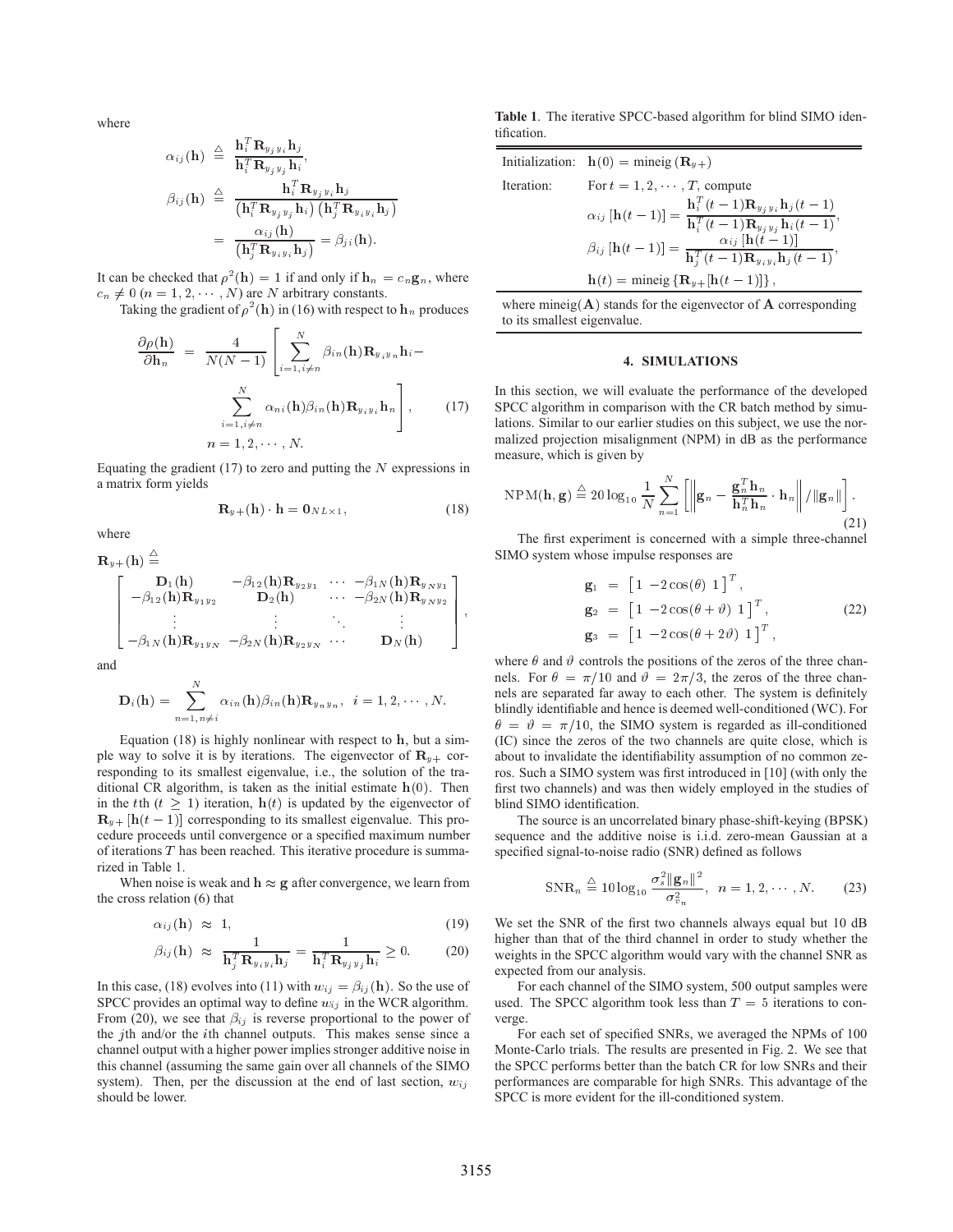where

$$
\begin{aligned}
\alpha_{ij}(\mathbf{h}) &\triangleq \frac{\mathbf{h}_i^T \mathbf{R}_{y_j y_i} \mathbf{h}_j}{\mathbf{h}_i^T \mathbf{R}_{y_j y_j} \mathbf{h}_i}, \\
\beta_{ij}(\mathbf{h}) &\triangleq \frac{\mathbf{h}_i^T \mathbf{R}_{y_j y_i} \mathbf{h}_j}{\left(\mathbf{h}_i^T \mathbf{R}_{y_j y_j} \mathbf{h}_i\right)\left(\mathbf{h}_j^T \mathbf{R}_{y_i y_i} \mathbf{h}_j\right)} \\
&= \frac{\alpha_{ij}(\mathbf{h})}{\left(\mathbf{h}_j^T \mathbf{R}_{y_i y_i} \mathbf{h}_j\right)} = \beta_{ji}(\mathbf{h}).
\end{aligned}
$$

It can be checked that $\rho^2(\mathbf{h}) = 1$ if and only if $\mathbf{h}_n = c_n \mathbf{g}_n$, where $c_n \neq 0$ ($n = 1, 2, \cdots, N$) are $N$ arbitrary constants.

Taking the gradient of $\rho^2(\mathbf{h})$ in (16) with respect to $\mathbf{h}_n$ produces

$$
\begin{aligned}
\frac{\partial \rho(\mathbf{h})}{\partial \mathbf{h}_n} &= \frac{4}{N(N-1)} \left[ \sum_{i=1, i\neq n}^{N} \beta_{in}(\mathbf{h}) \mathbf{R}_{y_i y_n} \mathbf{h}_i - \right. \\
&\quad \left. \sum_{i=1, i\neq n}^{N} \alpha_{ni}(\mathbf{h}) \beta_{in}(\mathbf{h}) \mathbf{R}_{y_i y_i} \mathbf{h}_n \right], \qquad (17) \\
&\quad n = 1, 2, \cdots, N.
\end{aligned}
$$

Equating the gradient (17) to zero and putting the $N$ expressions in a matrix form yields

$$
\mathbf{R}_{y+}(\mathbf{h}) \cdot \mathbf{h} = \mathbf{0}_{NL \times 1}, \qquad (18)
$$

where

$$
\mathbf{R}_{y+}(\mathbf{h}) \triangleq \begin{bmatrix} \mathbf{D}_1(\mathbf{h}) & -\beta_{12}(\mathbf{h})\mathbf{R}_{y_2 y_1} & \cdots & -\beta_{1N}(\mathbf{h})\mathbf{R}_{y_N y_1} \\ -\beta_{12}(\mathbf{h})\mathbf{R}_{y_1 y_2} & \mathbf{D}_2(\mathbf{h}) & \cdots & -\beta_{2N}(\mathbf{h})\mathbf{R}_{y_N y_2} \\ \vdots & \vdots & \ddots & \vdots \\ -\beta_{1N}(\mathbf{h})\mathbf{R}_{y_1 y_N} & -\beta_{2N}(\mathbf{h})\mathbf{R}_{y_2 y_N} & \cdots & \mathbf{D}_N(\mathbf{h}) \end{bmatrix},
$$

and

$$
\mathbf{D}_i(\mathbf{h}) = \sum_{n=1, n\neq i}^{N} \alpha_{in}(\mathbf{h}) \beta_{in}(\mathbf{h}) \mathbf{R}_{y_n y_n}, \quad i = 1, 2, \cdots, N.
$$

Equation (18) is highly nonlinear with respect to $\mathbf{h}$, but a simple way to solve it is by iterations. The eigenvector of $\mathbf{R}_{y+}$ corresponding to its smallest eigenvalue, i.e., the solution of the traditional CR algorithm, is taken as the initial estimate $\mathbf{h}(0)$. Then in the $t$th ($t \geq 1$) iteration, $\mathbf{h}(t)$ is updated by the eigenvector of $\mathbf{R}_{y+}[\mathbf{h}(t-1)]$ corresponding to its smallest eigenvalue. This procedure proceeds until convergence or a specified maximum number of iterations $T$ has been reached. This iterative procedure is summarized in Table 1.

When noise is weak and $\mathbf{h} \approx \mathbf{g}$ after convergence, we learn from the cross relation (6) that

$$
\alpha_{ij}(\mathbf{h}) \approx 1, \qquad (19)
$$

$$
\beta_{ij}(\mathbf{h}) \approx \frac{1}{\mathbf{h}_j^T \mathbf{R}_{y_i y_i} \mathbf{h}_j} = \frac{1}{\mathbf{h}_i^T \mathbf{R}_{y_j y_j} \mathbf{h}_i} \geq 0. \qquad (20)
$$

In this case, (18) evolves into (11) with $w_{ij} = \beta_{ij}(\mathbf{h})$. So the use of SPCC provides an optimal way to define $w_{ij}$ in the WCR algorithm. From (20), we see that $\beta_{ij}$ is reverse proportional to the power of the $j$th and/or the $i$th channel outputs. This makes sense since a channel output with a higher power implies stronger additive noise in this channel (assuming the same gain over all channels of the SIMO system). Then, per the discussion at the end of last section, $w_{ij}$ should be lower.

**Table 1**. The iterative SPCC-based algorithm for blind SIMO identification.

| | |
|---|---|
| Initialization: | $\mathbf{h}(0) = \text{mineig}\left(\mathbf{R}_{y+}\right)$ |
| Iteration: | For $t = 1, 2, \cdots, T$, compute |
| | $\alpha_{ij}\left[\mathbf{h}(t-1)\right] = \dfrac{\mathbf{h}_i^T(t-1)\mathbf{R}_{y_j y_i}\mathbf{h}_j(t-1)}{\mathbf{h}_i^T(t-1)\mathbf{R}_{y_j y_j}\mathbf{h}_i(t-1)}$, |
| | $\beta_{ij}\left[\mathbf{h}(t-1)\right] = \dfrac{\alpha_{ij}\left[\mathbf{h}(t-1)\right]}{\mathbf{h}_j^T(t-1)\mathbf{R}_{y_i y_i}\mathbf{h}_j(t-1)}$, |
| | $\mathbf{h}(t) = \text{mineig}\left\{\mathbf{R}_{y+}[\mathbf{h}(t-1)]\right\}$, |

where mineig($\mathbf{A}$) stands for the eigenvector of $\mathbf{A}$ corresponding to its smallest eigenvalue.

## 4. SIMULATIONS

In this section, we will evaluate the performance of the developed SPCC algorithm in comparison with the CR batch method by simulations. Similar to our earlier studies on this subject, we use the normalized projection misalignment (NPM) in dB as the performance measure, which is given by

$$
\text{NPM}(\mathbf{h}, \mathbf{g}) \triangleq 20 \log_{10} \frac{1}{N} \sum_{n=1}^{N} \left[ \left\| \mathbf{g}_n - \frac{\mathbf{g}_n^T \mathbf{h}_n}{\mathbf{h}_n^T \mathbf{h}_n} \cdot \mathbf{h}_n \right\| / \|\mathbf{g}_n\| \right]. \qquad (21)
$$

The first experiment is concerned with a simple three-channel SIMO system whose impulse responses are

$$
\begin{aligned}
\mathbf{g}_1 &= \begin{bmatrix} 1 & -2\cos(\theta) & 1 \end{bmatrix}^T, \\
\mathbf{g}_2 &= \begin{bmatrix} 1 & -2\cos(\theta + \vartheta) & 1 \end{bmatrix}^T, \qquad (22) \\
\mathbf{g}_3 &= \begin{bmatrix} 1 & -2\cos(\theta + 2\vartheta) & 1 \end{bmatrix}^T,
\end{aligned}
$$

where $\theta$ and $\vartheta$ controls the positions of the zeros of the three channels. For $\theta = \pi/10$ and $\vartheta = 2\pi/3$, the zeros of the three channels are separated far away to each other. The system is definitely blindly identifiable and hence is deemed well-conditioned (WC). For $\theta = \vartheta = \pi/10$, the SIMO system is regarded as ill-conditioned (IC) since the zeros of the two channels are quite close, which is about to invalidate the identifiability assumption of no common zeros. Such a SIMO system was first introduced in [10] (with only the first two channels) and was then widely employed in the studies of blind SIMO identification.

The source is an uncorrelated binary phase-shift-keying (BPSK) sequence and the additive noise is i.i.d. zero-mean Gaussian at a specified signal-to-noise radio (SNR) defined as follows

$$
\text{SNR}_n \triangleq 10 \log_{10} \frac{\sigma_s^2 \|\mathbf{g}_n\|^2}{\sigma_{v_n}^2}, \quad n = 1, 2, \cdots, N. \qquad (23)
$$

We set the SNR of the first two channels always equal but 10 dB higher than that of the third channel in order to study whether the weights in the SPCC algorithm would vary with the channel SNR as expected from our analysis.

For each channel of the SIMO system, 500 output samples were used. The SPCC algorithm took less than $T = 5$ iterations to converge.

For each set of specified SNRs, we averaged the NPMs of 100 Monte-Carlo trials. The results are presented in Fig. 2. We see that the SPCC performs better than the batch CR for low SNRs and their performances are comparable for high SNRs. This advantage of the SPCC is more evident for the ill-conditioned system.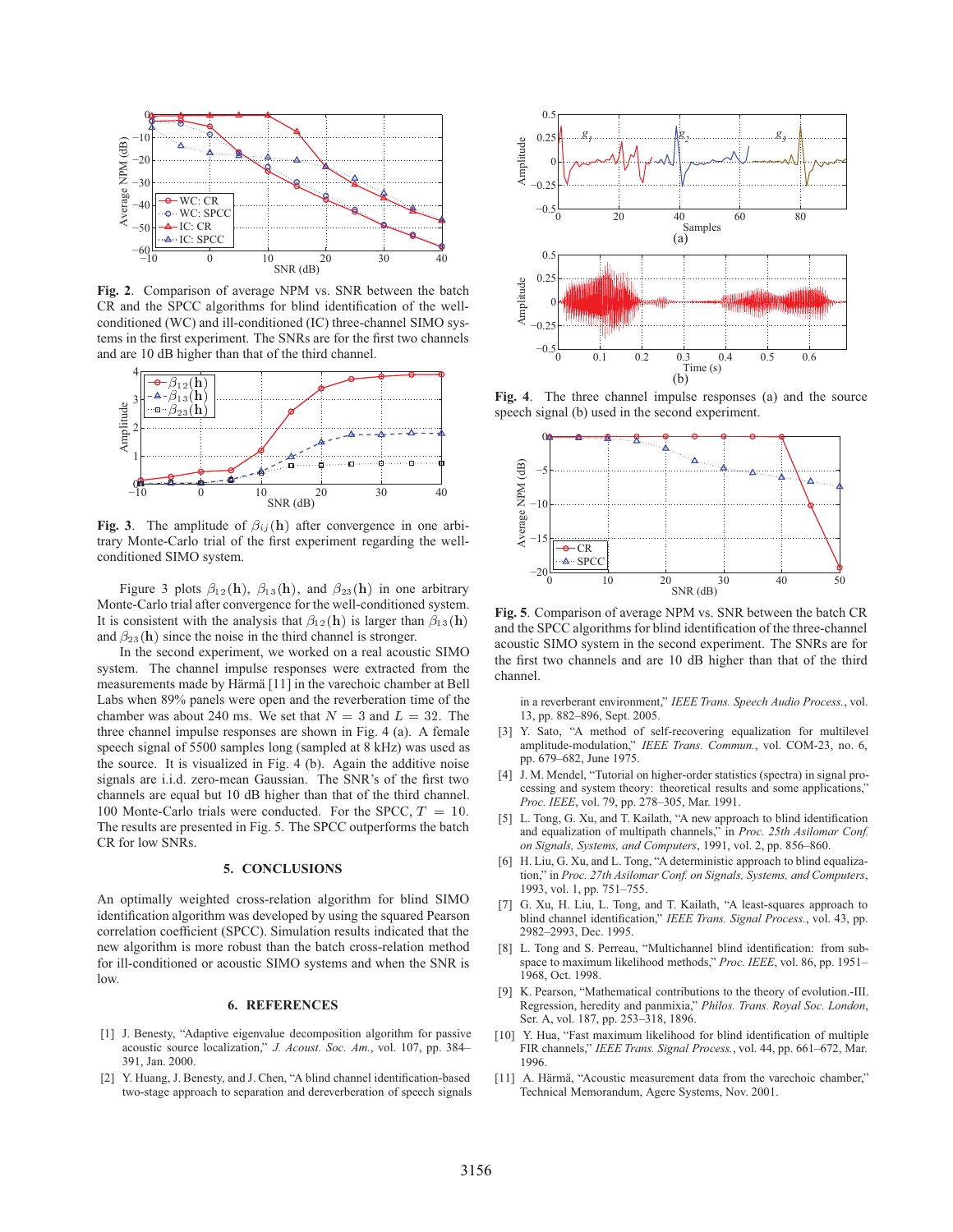0
−10
−20
−30
−40
−50
−60
Average NPM (dB)
−10 0 10 20 30 40
SNR (dB)
WC: CR
WC: SPCC
IC: CR
IC: SPCC

**Fig. 2**. Comparison of average NPM vs. SNR between the batch CR and the SPCC algorithms for blind identification of the well-conditioned (WC) and ill-conditioned (IC) three-channel SIMO systems in the first experiment. The SNRs are for the first two channels and are 10 dB higher than that of the third channel.

4
3
2
1
0
Amplitude
−10 0 10 20 30 40
SNR (dB)
$\beta_{12}(\mathbf{h})$
$\beta_{13}(\mathbf{h})$
$\beta_{23}(\mathbf{h})$

**Fig. 3**. The amplitude of $\beta_{ij}(\mathbf{h})$ after convergence in one arbitrary Monte-Carlo trial of the first experiment regarding the well-conditioned SIMO system.

Figure 3 plots $\beta_{12}(\mathbf{h})$, $\beta_{13}(\mathbf{h})$, and $\beta_{23}(\mathbf{h})$ in one arbitrary Monte-Carlo trial after convergence for the well-conditioned system. It is consistent with the analysis that $\beta_{12}(\mathbf{h})$ is larger than $\beta_{13}(\mathbf{h})$ and $\beta_{23}(\mathbf{h})$ since the noise in the third channel is stronger.

In the second experiment, we worked on a real acoustic SIMO system. The channel impulse responses were extracted from the measurements made by Härmä [11] in the varechoic chamber at Bell Labs when 89% panels were open and the reverberation time of the chamber was about 240 ms. We set that $N = 3$ and $L = 32$. The three channel impulse responses are shown in Fig. 4 (a). A female speech signal of 5500 samples long (sampled at 8 kHz) was used as the source. It is visualized in Fig. 4 (b). Again the additive noise signals are i.i.d. zero-mean Gaussian. The SNR's of the first two channels are equal but 10 dB higher than that of the third channel. 100 Monte-Carlo trials were conducted. For the SPCC, $T = 10$. The results are presented in Fig. 5. The SPCC outperforms the batch CR for low SNRs.

0.5
0.25
0
−0.25
−0.5
Amplitude
0 20 40 60 80
Samples
$g_1$
$g_2$
$g_3$
(a)

0.5
0.25
0
−0.25
−0.5
Amplitude
0 0.1 0.2 0.3 0.4 0.5 0.6
Time (s)
(b)

**Fig. 4**. The three channel impulse responses (a) and the source speech signal (b) used in the second experiment.

0
−5
−10
−15
−20
Average NPM (dB)
0 10 20 30 40 50
SNR (dB)
CR
SPCC

**Fig. 5**. Comparison of average NPM vs. SNR between the batch CR and the SPCC algorithms for blind identification of the three-channel acoustic SIMO system in the second experiment. The SNRs are for the first two channels and are 10 dB higher than that of the third channel.

## 5. CONCLUSIONS

An optimally weighted cross-relation algorithm for blind SIMO identification algorithm was developed by using the squared Pearson correlation coefficient (SPCC). Simulation results indicated that the new algorithm is more robust than the batch cross-relation method for ill-conditioned or acoustic SIMO systems and when the SNR is low.

## 6. REFERENCES

[1] J. Benesty, "Adaptive eigenvalue decomposition algorithm for passive acoustic source localization," *J. Acoust. Soc. Am.*, vol. 107, pp. 384–391, Jan. 2000.

[2] Y. Huang, J. Benesty, and J. Chen, "A blind channel identification-based two-stage approach to separation and dereverberation of speech signals in a reverberant environment," *IEEE Trans. Speech Audio Process.*, vol. 13, pp. 882–896, Sept. 2005.

[3] Y. Sato, "A method of self-recovering equalization for multilevel amplitude-modulation," *IEEE Trans. Commun.*, vol. COM-23, no. 6, pp. 679–682, June 1975.

[4] J. M. Mendel, "Tutorial on higher-order statistics (spectra) in signal processing and system theory: theoretical results and some applications," *Proc. IEEE*, vol. 79, pp. 278–305, Mar. 1991.

[5] L. Tong, G. Xu, and T. Kailath, "A new approach to blind identification and equalization of multipath channels," in *Proc. 25th Asilomar Conf. on Signals, Systems, and Computers*, 1991, vol. 2, pp. 856–860.

[6] H. Liu, G. Xu, and L. Tong, "A deterministic approach to blind equalization," in *Proc. 27th Asilomar Conf. on Signals, Systems, and Computers*, 1993, vol. 1, pp. 751–755.

[7] G. Xu, H. Liu, L. Tong, and T. Kailath, "A least-squares approach to blind channel identification," *IEEE Trans. Signal Process.*, vol. 43, pp. 2982–2993, Dec. 1995.

[8] L. Tong and S. Perreau, "Multichannel blind identification: from subspace to maximum likelihood methods," *Proc. IEEE*, vol. 86, pp. 1951–1968, Oct. 1998.

[9] K. Pearson, "Mathematical contributions to the theory of evolution.-III. Regression, heredity and panmixia," *Philos. Trans. Royal Soc. London*, Ser. A, vol. 187, pp. 253–318, 1896.

[10] Y. Hua, "Fast maximum likelihood for blind identification of multiple FIR channels," *IEEE Trans. Signal Process.*, vol. 44, pp. 661–672, Mar. 1996.

[11] A. Härmä, "Acoustic measurement data from the varechoic chamber," Technical Memorandum, Agere Systems, Nov. 2001.